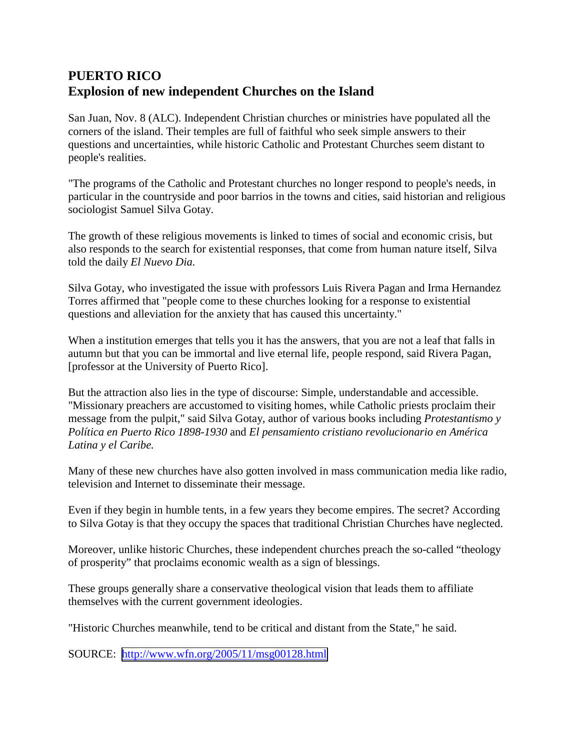# PUERTO RICO
## Explosion of new independent Churches on the Island

San Juan, Nov. 8 (ALC). Independent Christian churches or ministries have populated all the corners of the island. Their temples are full of faithful who seek simple answers to their questions and uncertainties, while historic Catholic and Protestant Churches seem distant to people's realities.

"The programs of the Catholic and Protestant churches no longer respond to people's needs, in particular in the countryside and poor barrios in the towns and cities, said historian and religious sociologist Samuel Silva Gotay.

The growth of these religious movements is linked to times of social and economic crisis, but also responds to the search for existential responses, that come from human nature itself, Silva told the daily *El Nuevo Dia.*

Silva Gotay, who investigated the issue with professors Luis Rivera Pagan and Irma Hernandez Torres affirmed that "people come to these churches looking for a response to existential questions and alleviation for the anxiety that has caused this uncertainty."

When a institution emerges that tells you it has the answers, that you are not a leaf that falls in autumn but that you can be immortal and live eternal life, people respond, said Rivera Pagan, [professor at the University of Puerto Rico].

But the attraction also lies in the type of discourse: Simple, understandable and accessible. "Missionary preachers are accustomed to visiting homes, while Catholic priests proclaim their message from the pulpit," said Silva Gotay, author of various books including *Protestantismo y Política en Puerto Rico 1898-1930* and *El pensamiento cristiano revolucionario en América Latina y el Caribe.*

Many of these new churches have also gotten involved in mass communication media like radio, television and Internet to disseminate their message.

Even if they begin in humble tents, in a few years they become empires. The secret? According to Silva Gotay is that they occupy the spaces that traditional Christian Churches have neglected.

Moreover, unlike historic Churches, these independent churches preach the so-called "theology of prosperity" that proclaims economic wealth as a sign of blessings.

These groups generally share a conservative theological vision that leads them to affiliate themselves with the current government ideologies.

"Historic Churches meanwhile, tend to be critical and distant from the State," he said.

SOURCE: http://www.wfn.org/2005/11/msg00128.html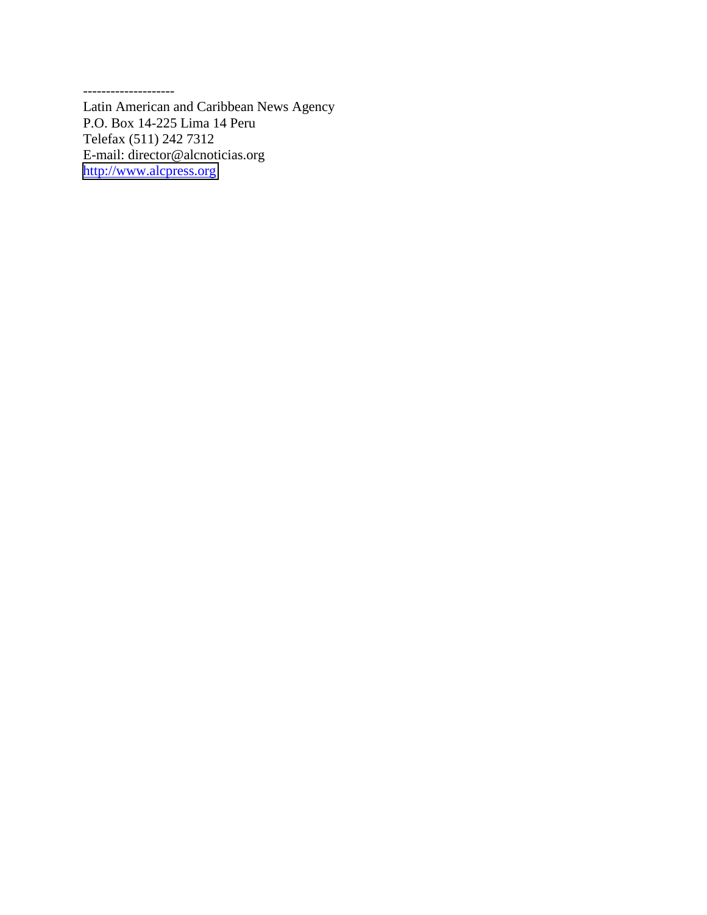--------------------

Latin American and Caribbean News Agency
P.O. Box 14-225 Lima 14 Peru
Telefax (511) 242 7312
E-mail: director@alcnoticias.org
http://www.alcpress.org